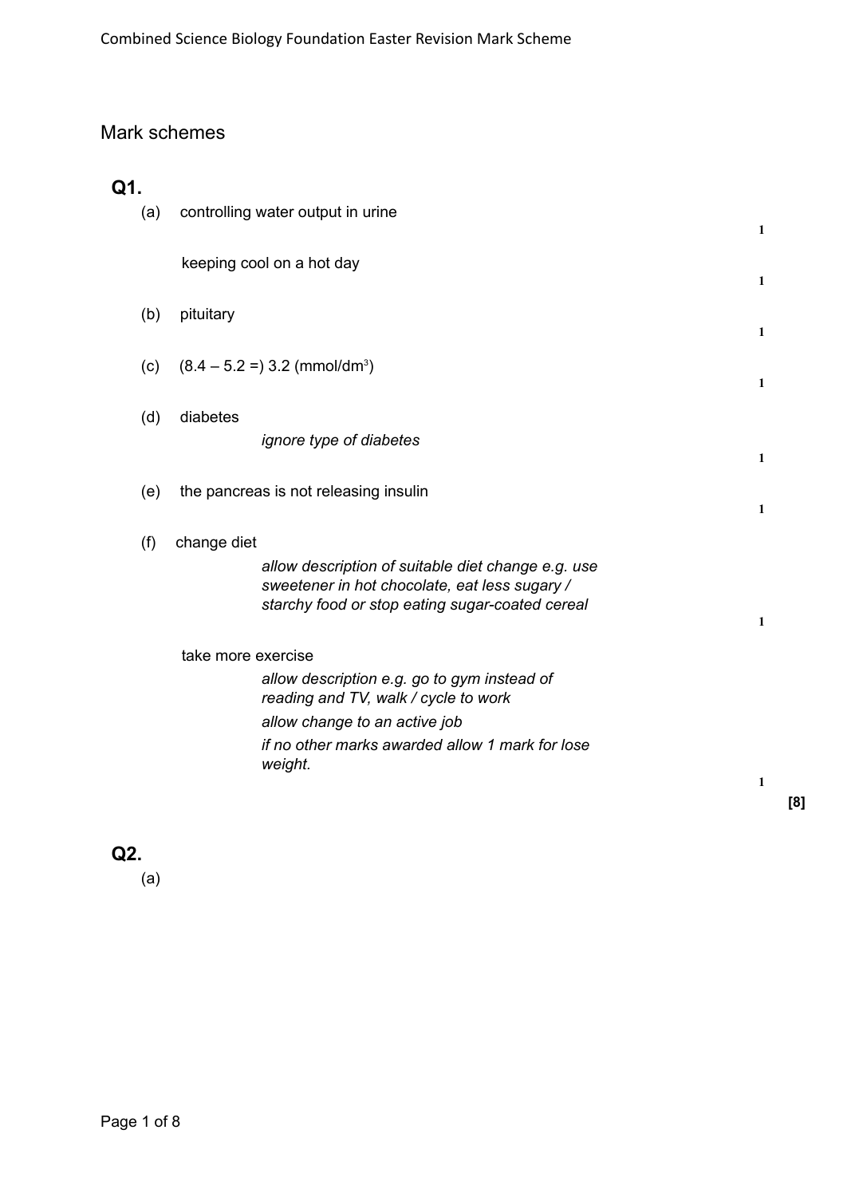# Mark schemes

## Q1.

(a) controlling water output in urine **1**

keeping cool on a hot day **1**

(b) pituitary **1**

(c) (8.4 – 5.2 =) 3.2 (mmol/dm$^3$) **1**

(d) diabetes

*ignore type of diabetes* **1**

(e) the pancreas is not releasing insulin **1**

(f) change diet

*allow description of suitable diet change e.g. use sweetener in hot chocolate, eat less sugary / starchy food or stop eating sugar-coated cereal* **1**

take more exercise

*allow description e.g. go to gym instead of reading and TV, walk / cycle to work*

*allow change to an active job*

*if no other marks awarded allow 1 mark for lose weight.* **1**

**[8]**

## Q2.

(a)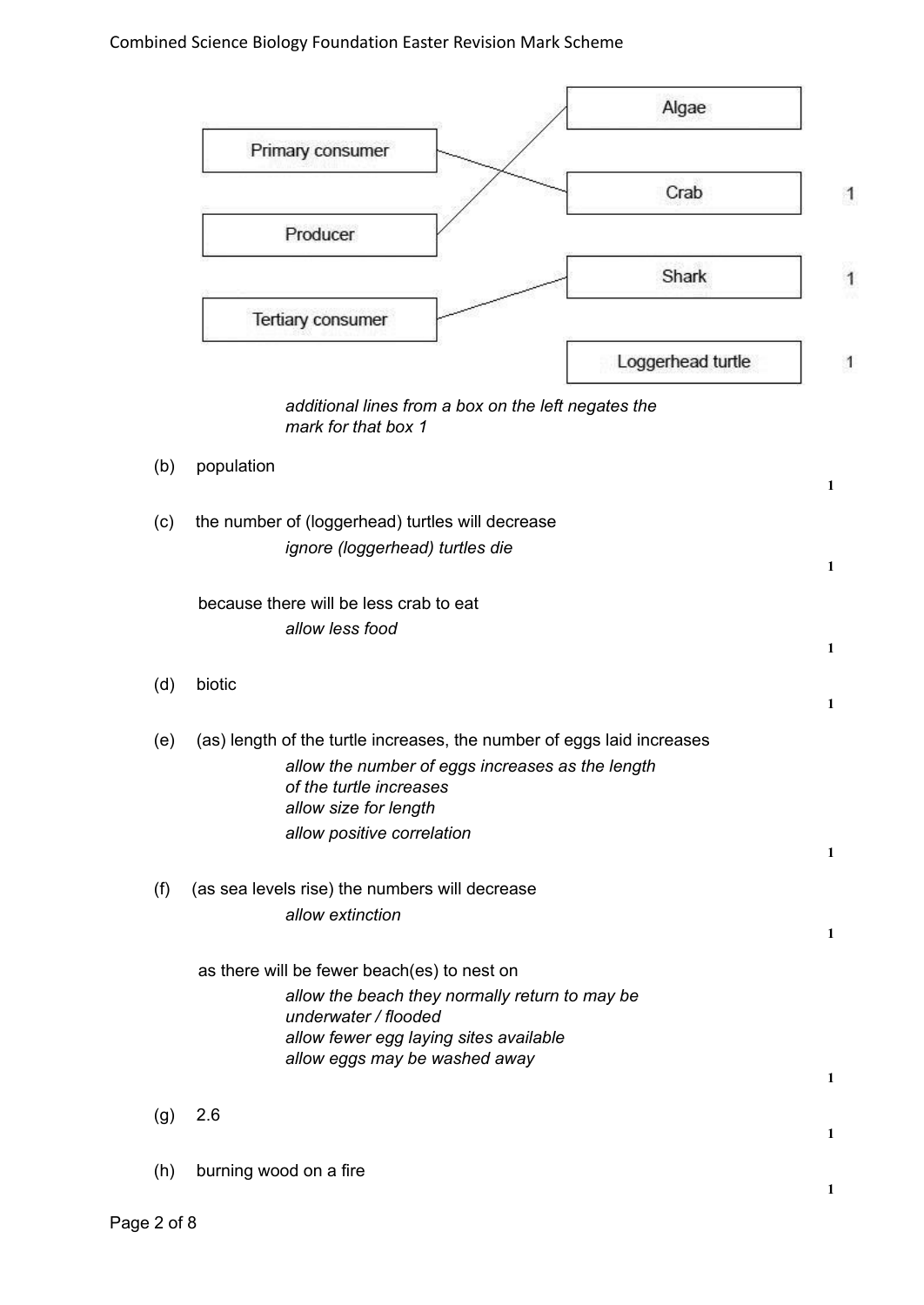| Left box | Right box | Mark |
|---|---|---|
| Primary consumer | Crab | 1 |
| Producer | Algae | |
| Tertiary consumer | Shark | 1 |
| | Loggerhead turtle | 1 |

*additional lines from a box on the left negates the mark for that box 1*

(b) population

1

(c) the number of (loggerhead) turtles will decrease

*ignore (loggerhead) turtles die*

1

because there will be less crab to eat

*allow less food*

1

(d) biotic

1

(e) (as) length of the turtle increases, the number of eggs laid increases

*allow the number of eggs increases as the length of the turtle increases*
*allow size for length*
*allow positive correlation*

1

(f) (as sea levels rise) the numbers will decrease

*allow extinction*

1

as there will be fewer beach(es) to nest on

*allow the beach they normally return to may be underwater / flooded*
*allow fewer egg laying sites available*
*allow eggs may be washed away*

1

(g) 2.6

1

(h) burning wood on a fire

1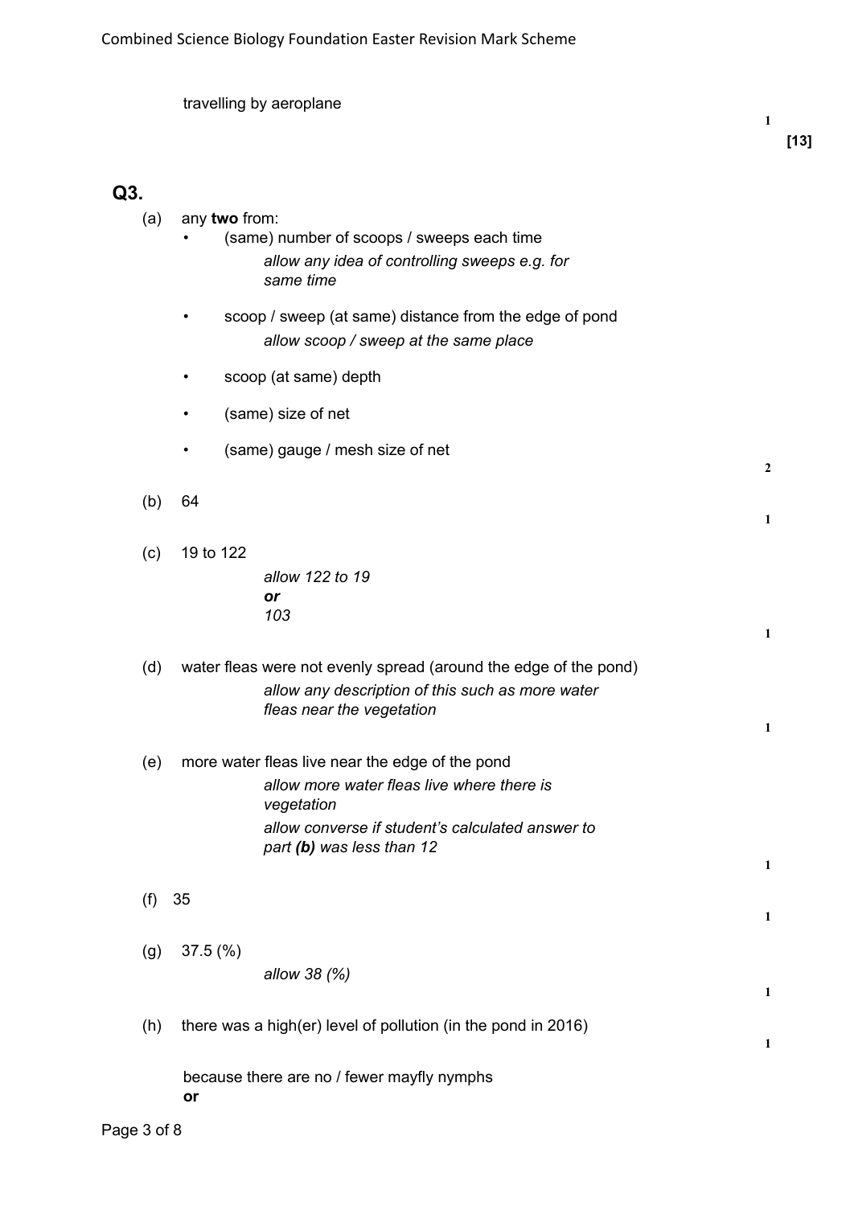travelling by aeroplane

1

[13]

## Q3.

(a) any **two** from:

- (same) number of scoops / sweeps each time
  *allow any idea of controlling sweeps e.g. for same time*
- scoop / sweep (at same) distance from the edge of pond
  *allow scoop / sweep at the same place*
- scoop (at same) depth
- (same) size of net
- (same) gauge / mesh size of net

2

(b) 64

1

(c) 19 to 122

*allow 122 to 19*
***or***
*103*

1

(d) water fleas were not evenly spread (around the edge of the pond)

*allow any description of this such as more water fleas near the vegetation*

1

(e) more water fleas live near the edge of the pond

*allow more water fleas live where there is vegetation*

*allow converse if student's calculated answer to part **(b)** was less than 12*

1

(f) 35

1

(g) 37.5 (%)

*allow 38 (%)*

1

(h) there was a high(er) level of pollution (in the pond in 2016)

1

because there are no / fewer mayfly nymphs
**or**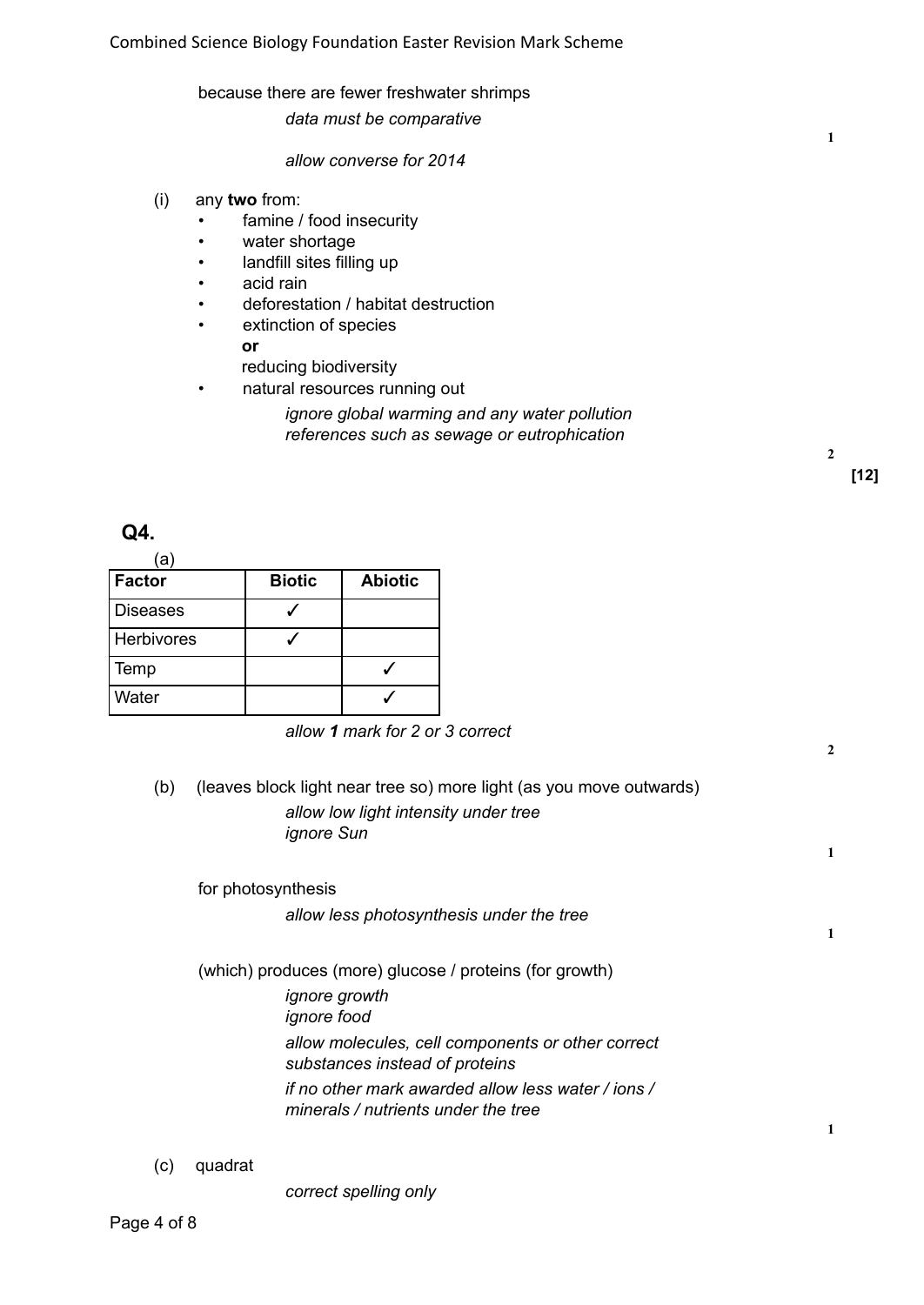because there are fewer freshwater shrimps

*data must be comparative*

*allow converse for 2014*

**1**

(i) any **two** from:

- famine / food insecurity
- water shortage
- landfill sites filling up
- acid rain
- deforestation / habitat destruction
- extinction of species
  **or**
  reducing biodiversity
- natural resources running out

*ignore global warming and any water pollution references such as sewage or eutrophication*

**2**

**[12]**

## Q4.

(a)

| Factor | Biotic | Abiotic |
| --- | --- | --- |
| Diseases | ✓ | |
| Herbivores | ✓ | |
| Temp | | ✓ |
| Water | | ✓ |

*allow **1** mark for 2 or 3 correct*

**2**

(b) (leaves block light near tree so) more light (as you move outwards)

*allow low light intensity under tree*
*ignore Sun*

**1**

for photosynthesis

*allow less photosynthesis under the tree*

**1**

(which) produces (more) glucose / proteins (for growth)

*ignore growth*
*ignore food*

*allow molecules, cell components or other correct substances instead of proteins*

*if no other mark awarded allow less water / ions / minerals / nutrients under the tree*

**1**

(c) quadrat

*correct spelling only*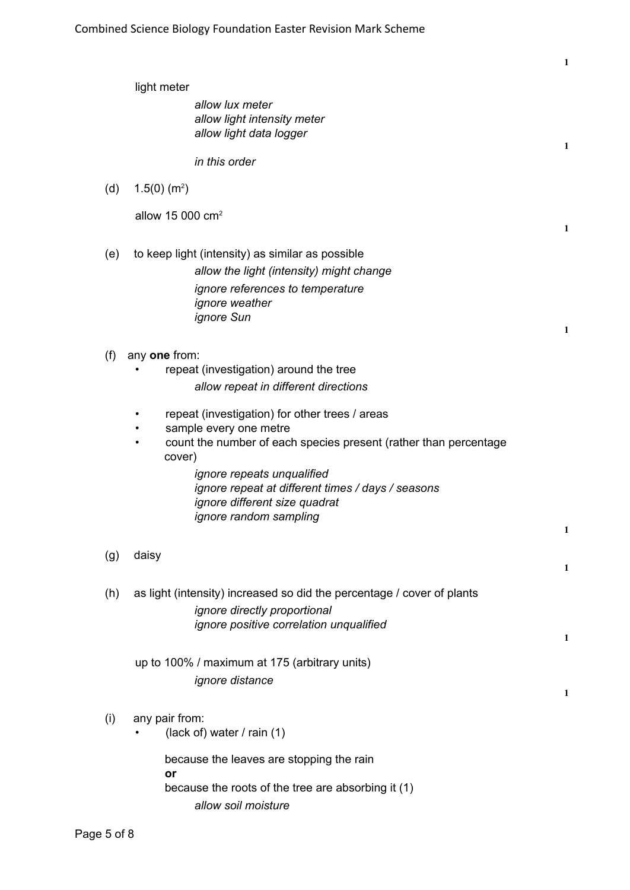1

light meter

*allow lux meter*
*allow light intensity meter*
*allow light data logger*

1

*in this order*

(d) 1.5(0) ($m^2$)

allow 15 000 $cm^2$

1

(e) to keep light (intensity) as similar as possible

*allow the light (intensity) might change*
*ignore references to temperature*
*ignore weather*
*ignore Sun*

1

(f) any **one** from:

- repeat (investigation) around the tree
  *allow repeat in different directions*
- repeat (investigation) for other trees / areas
- sample every one metre
- count the number of each species present (rather than percentage cover)

*ignore repeats unqualified*
*ignore repeat at different times / days / seasons*
*ignore different size quadrat*
*ignore random sampling*

1

(g) daisy

1

(h) as light (intensity) increased so did the percentage / cover of plants

*ignore directly proportional*
*ignore positive correlation unqualified*

1

up to 100% / maximum at 175 (arbitrary units)

*ignore distance*

1

(i) any pair from:

- (lack of) water / rain (1)

  because the leaves are stopping the rain
  **or**
  because the roots of the tree are absorbing it (1)

  *allow soil moisture*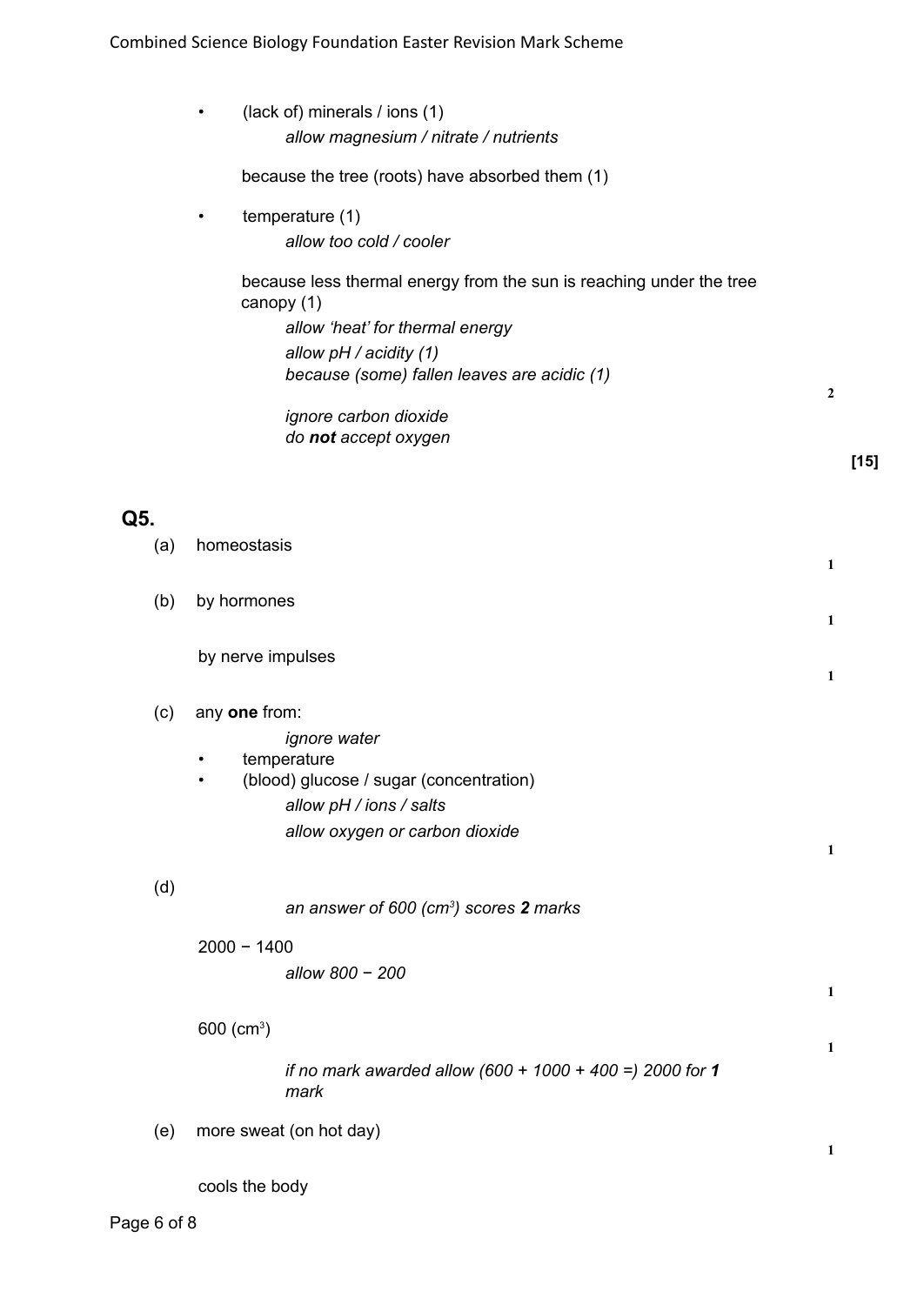- (lack of) minerals / ions (1)

  *allow magnesium / nitrate / nutrients*

  because the tree (roots) have absorbed them (1)

- temperature (1)

  *allow too cold / cooler*

  because less thermal energy from the sun is reaching under the tree canopy (1)

  *allow 'heat' for thermal energy*

  *allow pH / acidity (1)*

  *because (some) fallen leaves are acidic (1)*

  *ignore carbon dioxide*

  *do **not** accept oxygen*

**2**

**[15]**

## Q5.

(a) homeostasis **1**

(b) by hormones **1**

by nerve impulses **1**

(c) any **one** from:

*ignore water*

- temperature
- (blood) glucose / sugar (concentration)

*allow pH / ions / salts*

*allow oxygen or carbon dioxide*

**1**

(d)

*an answer of 600 (cm$^3$) scores **2** marks*

2000 − 1400

*allow 800 − 200*

**1**

600 (cm$^3$) **1**

*if no mark awarded allow (600 + 1000 + 400 =) 2000 for **1** mark*

(e) more sweat (on hot day) **1**

cools the body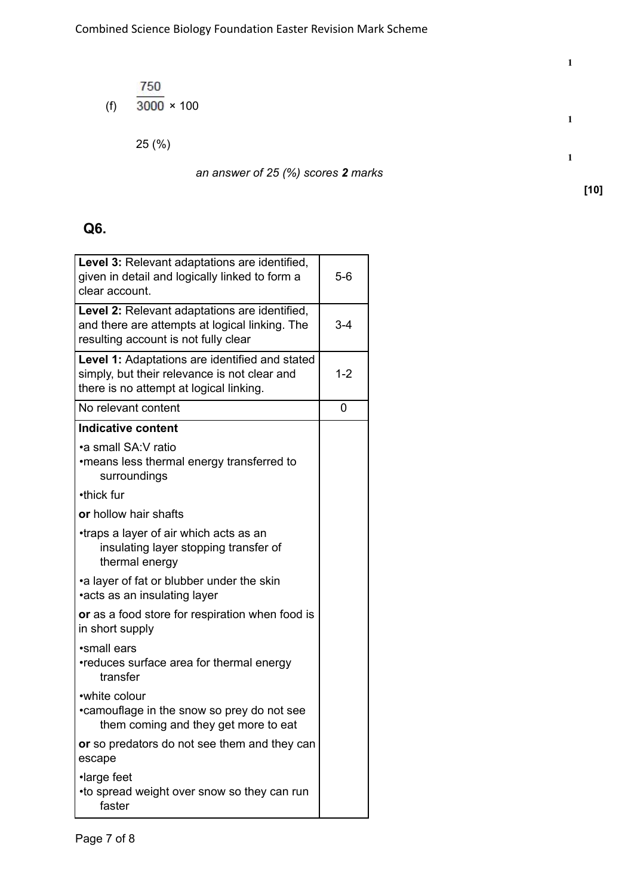1

(f) $\frac{750}{3000} \times 100$

1

25 (%)

1

*an answer of 25 (%) scores **2** marks*

**[10]**

## Q6.

| | |
|---|---|
| **Level 3:** Relevant adaptations are identified, given in detail and logically linked to form a clear account. | 5-6 |
| **Level 2:** Relevant adaptations are identified, and there are attempts at logical linking. The resulting account is not fully clear | 3-4 |
| **Level 1:** Adaptations are identified and stated simply, but their relevance is not clear and there is no attempt at logical linking. | 1-2 |
| No relevant content | 0 |
| **Indicative content**<br>•a small SA:V ratio<br>•means less thermal energy transferred to surroundings<br>•thick fur<br>**or** hollow hair shafts<br>•traps a layer of air which acts as an insulating layer stopping transfer of thermal energy<br>•a layer of fat or blubber under the skin<br>•acts as an insulating layer<br>**or** as a food store for respiration when food is in short supply<br>•small ears<br>•reduces surface area for thermal energy transfer<br>•white colour<br>•camouflage in the snow so prey do not see them coming and they get more to eat<br>**or** so predators do not see them and they can escape<br>•large feet<br>•to spread weight over snow so they can run faster | |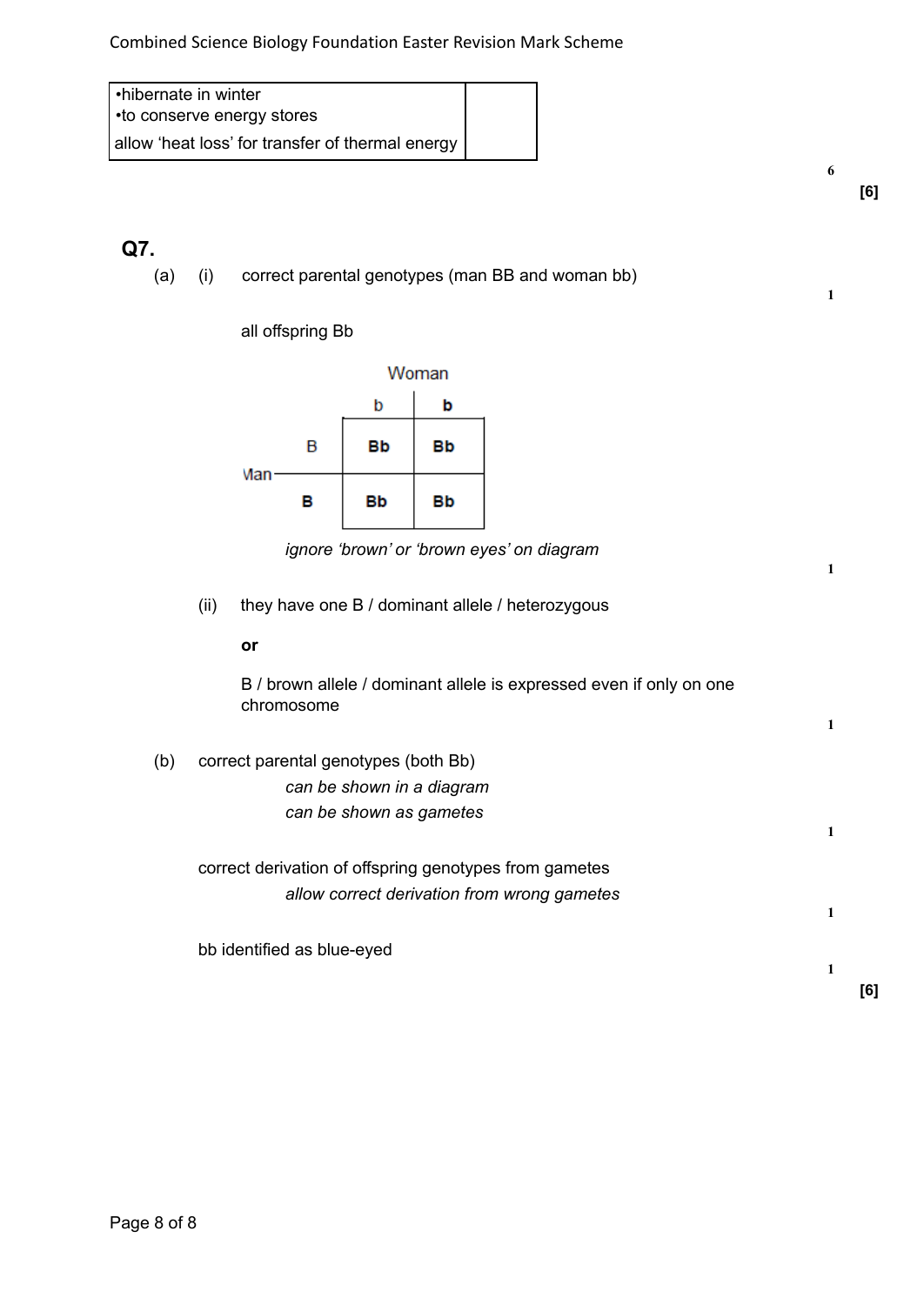| | |
|---|---|
| •hibernate in winter<br>•to conserve energy stores<br>allow 'heat loss' for transfer of thermal energy | |

6

**[6]**

## Q7.

(a) (i) correct parental genotypes (man BB and woman bb)

1

all offspring Bb

| | | Woman b | Woman b |
|---|---|---|---|
| Man | B | Bb | Bb |
| Man | B | Bb | Bb |

*ignore 'brown' or 'brown eyes' on diagram*

1

(ii) they have one B / dominant allele / heterozygous

**or**

B / brown allele / dominant allele is expressed even if only on one chromosome

1

(b) correct parental genotypes (both Bb)

*can be shown in a diagram*

*can be shown as gametes*

1

correct derivation of offspring genotypes from gametes

*allow correct derivation from wrong gametes*

1

bb identified as blue-eyed

1

**[6]**